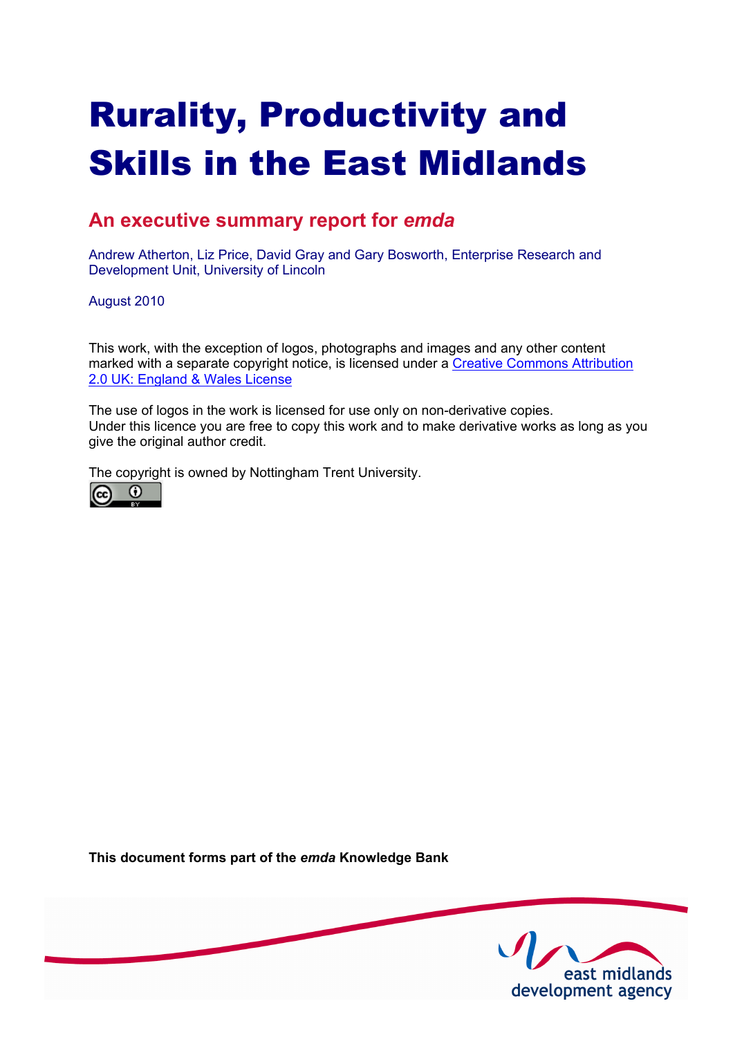# Rurality, Productivity and Skills in the East Midlands

## An executive summary report for *emda*

Andrew Atherton, Liz Price, David Gray and Gary Bosworth, Enterprise Research and Development Unit, University of Lincoln

August 2010

This work, with the exception of logos, photographs and images and any other content marked with a separate copyright notice, is licensed under a Creative Commons Attribution 2.0 UK: England & Wales License

The use of logos in the work is licensed for use only on non-derivative copies. Under this licence you are free to copy this work and to make derivative works as long as you give the original author credit.

The copyright is owned by Nottingham Trent University.

**This document forms part of the *emda* Knowledge Bank**

east midlands development agency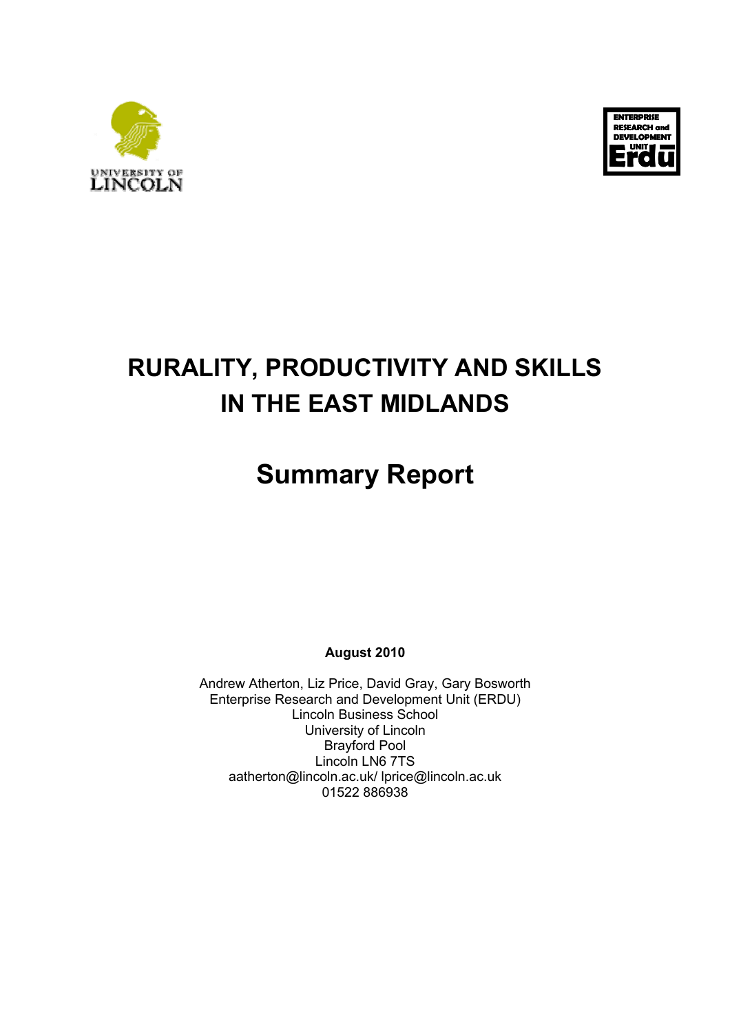UNIVERSITY OF LINCOLN

ENTERPRISE RESEARCH and DEVELOPMENT UNIT Erdu

# RURALITY, PRODUCTIVITY AND SKILLS IN THE EAST MIDLANDS

# Summary Report

**August 2010**

Andrew Atherton, Liz Price, David Gray, Gary Bosworth
Enterprise Research and Development Unit (ERDU)
Lincoln Business School
University of Lincoln
Brayford Pool
Lincoln LN6 7TS
aatherton@lincoln.ac.uk/ lprice@lincoln.ac.uk
01522 886938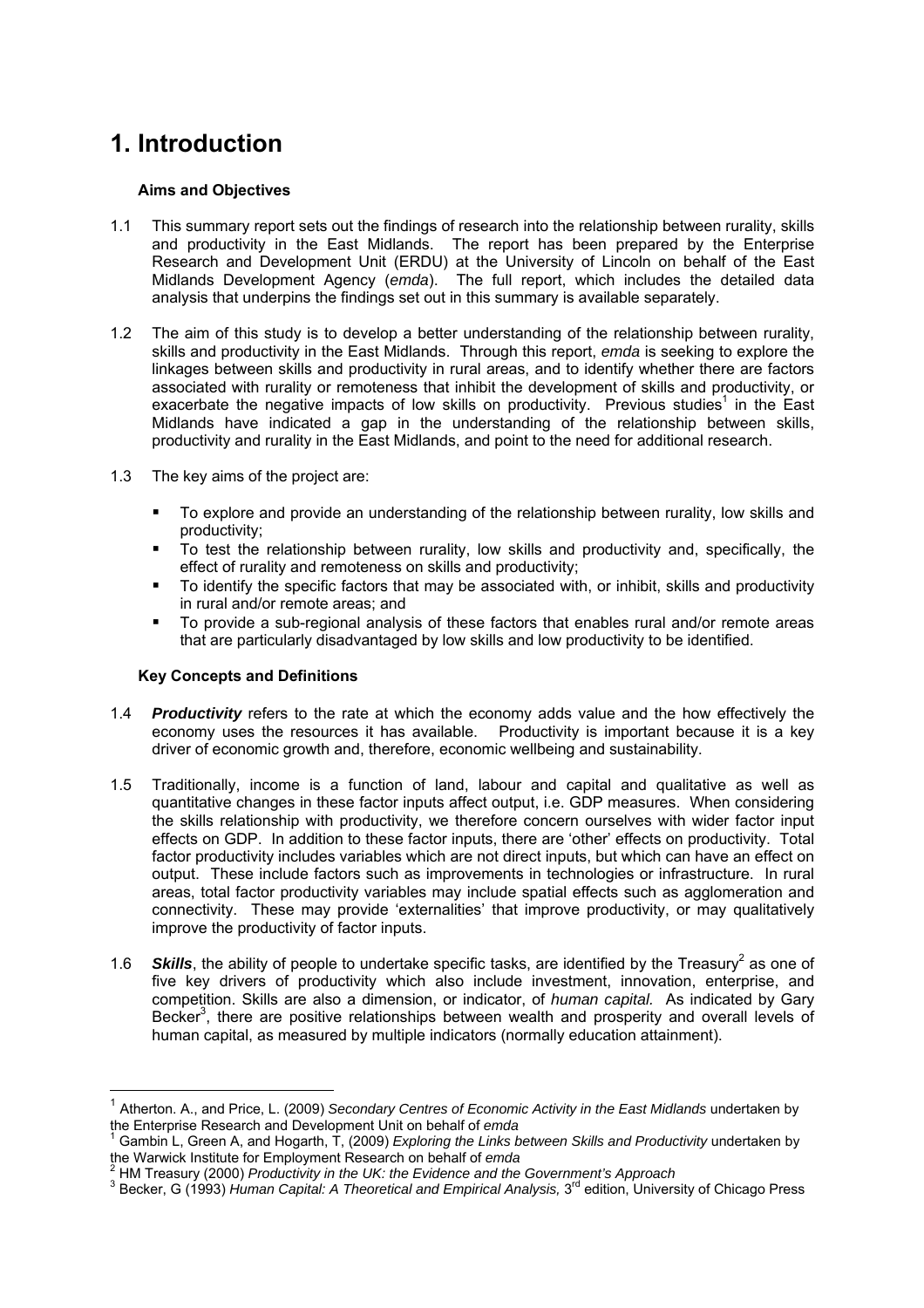# 1. Introduction

### Aims and Objectives

1.1 This summary report sets out the findings of research into the relationship between rurality, skills and productivity in the East Midlands. The report has been prepared by the Enterprise Research and Development Unit (ERDU) at the University of Lincoln on behalf of the East Midlands Development Agency (*emda*). The full report, which includes the detailed data analysis that underpins the findings set out in this summary is available separately.

1.2 The aim of this study is to develop a better understanding of the relationship between rurality, skills and productivity in the East Midlands. Through this report, *emda* is seeking to explore the linkages between skills and productivity in rural areas, and to identify whether there are factors associated with rurality or remoteness that inhibit the development of skills and productivity, or exacerbate the negative impacts of low skills on productivity. Previous studies[1] in the East Midlands have indicated a gap in the understanding of the relationship between skills, productivity and rurality in the East Midlands, and point to the need for additional research.

1.3 The key aims of the project are:

- To explore and provide an understanding of the relationship between rurality, low skills and productivity;
- To test the relationship between rurality, low skills and productivity and, specifically, the effect of rurality and remoteness on skills and productivity;
- To identify the specific factors that may be associated with, or inhibit, skills and productivity in rural and/or remote areas; and
- To provide a sub-regional analysis of these factors that enables rural and/or remote areas that are particularly disadvantaged by low skills and low productivity to be identified.

### Key Concepts and Definitions

1.4 ***Productivity*** refers to the rate at which the economy adds value and the how effectively the economy uses the resources it has available. Productivity is important because it is a key driver of economic growth and, therefore, economic wellbeing and sustainability.

1.5 Traditionally, income is a function of land, labour and capital and qualitative as well as quantitative changes in these factor inputs affect output, i.e. GDP measures. When considering the skills relationship with productivity, we therefore concern ourselves with wider factor input effects on GDP. In addition to these factor inputs, there are 'other' effects on productivity. Total factor productivity includes variables which are not direct inputs, but which can have an effect on output. These include factors such as improvements in technologies or infrastructure. In rural areas, total factor productivity variables may include spatial effects such as agglomeration and connectivity. These may provide 'externalities' that improve productivity, or may qualitatively improve the productivity of factor inputs.

1.6 ***Skills***, the ability of people to undertake specific tasks, are identified by the Treasury[2] as one of five key drivers of productivity which also include investment, innovation, enterprise, and competition. Skills are also a dimension, or indicator, of *human capital.* As indicated by Gary Becker[3], there are positive relationships between wealth and prosperity and overall levels of human capital, as measured by multiple indicators (normally education attainment).

---

[1] Atherton. A., and Price, L. (2009) *Secondary Centres of Economic Activity in the East Midlands* undertaken by the Enterprise Research and Development Unit on behalf of *emda*

[1] Gambin L, Green A, and Hogarth, T, (2009) *Exploring the Links between Skills and Productivity* undertaken by the Warwick Institute for Employment Research on behalf of *emda*

[2] HM Treasury (2000) *Productivity in the UK: the Evidence and the Government's Approach*

[3] Becker, G (1993) *Human Capital: A Theoretical and Empirical Analysis,* 3rd edition, University of Chicago Press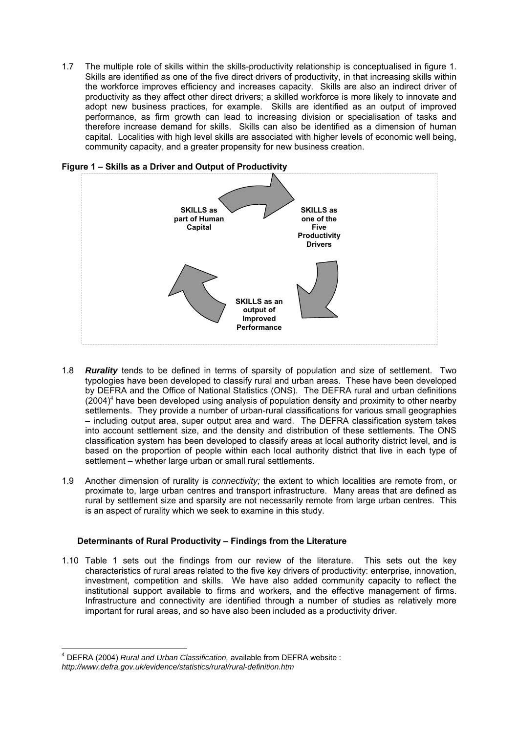1.7 The multiple role of skills within the skills-productivity relationship is conceptualised in figure 1. Skills are identified as one of the five direct drivers of productivity, in that increasing skills within the workforce improves efficiency and increases capacity. Skills are also an indirect driver of productivity as they affect other direct drivers; a skilled workforce is more likely to innovate and adopt new business practices, for example. Skills are identified as an output of improved performance, as firm growth can lead to increasing division or specialisation of tasks and therefore increase demand for skills. Skills can also be identified as a dimension of human capital. Localities with high level skills are associated with higher levels of economic well being, community capacity, and a greater propensity for new business creation.

**Figure 1 – Skills as a Driver and Output of Productivity**

SKILLS as part of Human Capital

SKILLS as one of the Five Productivity Drivers

SKILLS as an output of Improved Performance

1.8 ***Rurality*** tends to be defined in terms of sparsity of population and size of settlement. Two typologies have been developed to classify rural and urban areas. These have been developed by DEFRA and the Office of National Statistics (ONS). The DEFRA rural and urban definitions (2004)[4] have been developed using analysis of population density and proximity to other nearby settlements. They provide a number of urban-rural classifications for various small geographies – including output area, super output area and ward. The DEFRA classification system takes into account settlement size, and the density and distribution of these settlements. The ONS classification system has been developed to classify areas at local authority district level, and is based on the proportion of people within each local authority district that live in each type of settlement – whether large urban or small rural settlements.

1.9 Another dimension of rurality is *connectivity;* the extent to which localities are remote from, or proximate to, large urban centres and transport infrastructure. Many areas that are defined as rural by settlement size and sparsity are not necessarily remote from large urban centres. This is an aspect of rurality which we seek to examine in this study.

### Determinants of Rural Productivity – Findings from the Literature

1.10 Table 1 sets out the findings from our review of the literature. This sets out the key characteristics of rural areas related to the five key drivers of productivity: enterprise, innovation, investment, competition and skills. We have also added community capacity to reflect the institutional support available to firms and workers, and the effective management of firms. Infrastructure and connectivity are identified through a number of studies as relatively more important for rural areas, and so have also been included as a productivity driver.

[4] DEFRA (2004) *Rural and Urban Classification,* available from DEFRA website : *http://www.defra.gov.uk/evidence/statistics/rural/rural-definition.htm*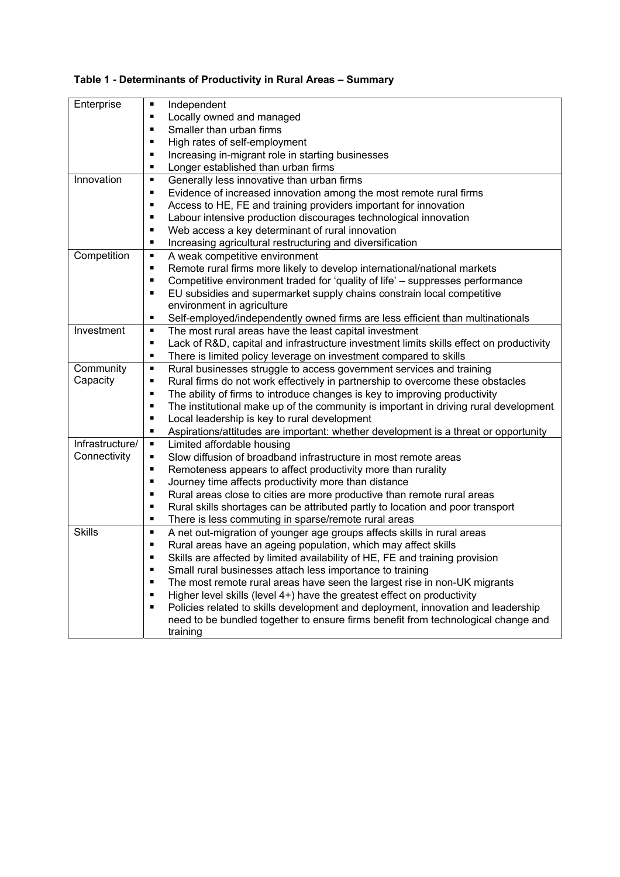**Table 1 - Determinants of Productivity in Rural Areas – Summary**

| | |
|---|---|
| Enterprise | ▪ Independent<br>▪ Locally owned and managed<br>▪ Smaller than urban firms<br>▪ High rates of self-employment<br>▪ Increasing in-migrant role in starting businesses<br>▪ Longer established than urban firms |
| Innovation | ▪ Generally less innovative than urban firms<br>▪ Evidence of increased innovation among the most remote rural firms<br>▪ Access to HE, FE and training providers important for innovation<br>▪ Labour intensive production discourages technological innovation<br>▪ Web access a key determinant of rural innovation<br>▪ Increasing agricultural restructuring and diversification |
| Competition | ▪ A weak competitive environment<br>▪ Remote rural firms more likely to develop international/national markets<br>▪ Competitive environment traded for 'quality of life' – suppresses performance<br>▪ EU subsidies and supermarket supply chains constrain local competitive environment in agriculture<br>▪ Self-employed/independently owned firms are less efficient than multinationals |
| Investment | ▪ The most rural areas have the least capital investment<br>▪ Lack of R&D, capital and infrastructure investment limits skills effect on productivity<br>▪ There is limited policy leverage on investment compared to skills |
| Community Capacity | ▪ Rural businesses struggle to access government services and training<br>▪ Rural firms do not work effectively in partnership to overcome these obstacles<br>▪ The ability of firms to introduce changes is key to improving productivity<br>▪ The institutional make up of the community is important in driving rural development<br>▪ Local leadership is key to rural development<br>▪ Aspirations/attitudes are important: whether development is a threat or opportunity |
| Infrastructure/ Connectivity | ▪ Limited affordable housing<br>▪ Slow diffusion of broadband infrastructure in most remote areas<br>▪ Remoteness appears to affect productivity more than rurality<br>▪ Journey time affects productivity more than distance<br>▪ Rural areas close to cities are more productive than remote rural areas<br>▪ Rural skills shortages can be attributed partly to location and poor transport<br>▪ There is less commuting in sparse/remote rural areas |
| Skills | ▪ A net out-migration of younger age groups affects skills in rural areas<br>▪ Rural areas have an ageing population, which may affect skills<br>▪ Skills are affected by limited availability of HE, FE and training provision<br>▪ Small rural businesses attach less importance to training<br>▪ The most remote rural areas have seen the largest rise in non-UK migrants<br>▪ Higher level skills (level 4+) have the greatest effect on productivity<br>▪ Policies related to skills development and deployment, innovation and leadership need to be bundled together to ensure firms benefit from technological change and training |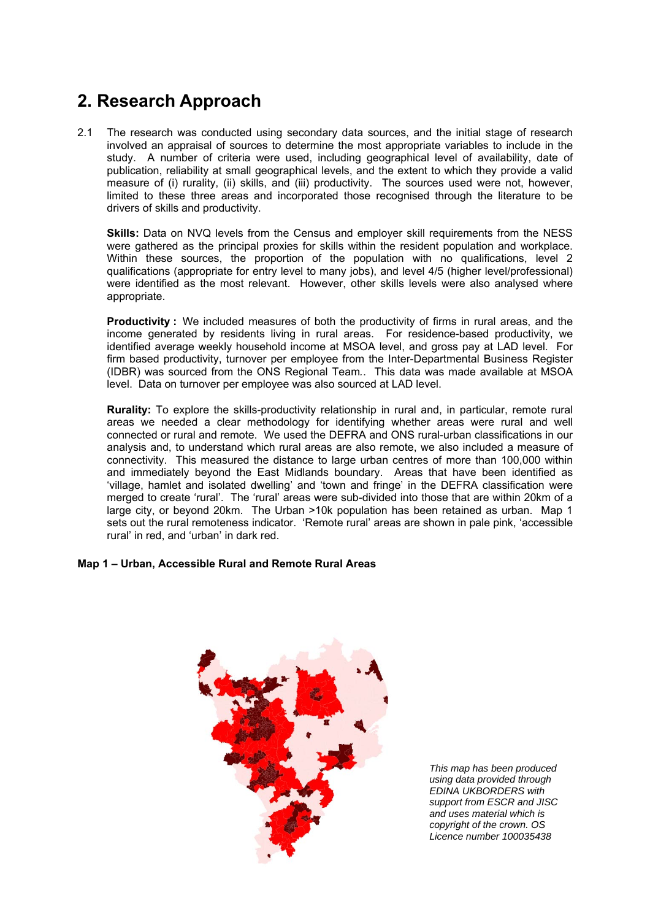## 2. Research Approach

2.1 The research was conducted using secondary data sources, and the initial stage of research involved an appraisal of sources to determine the most appropriate variables to include in the study. A number of criteria were used, including geographical level of availability, date of publication, reliability at small geographical levels, and the extent to which they provide a valid measure of (i) rurality, (ii) skills, and (iii) productivity. The sources used were not, however, limited to these three areas and incorporated those recognised through the literature to be drivers of skills and productivity.

**Skills:** Data on NVQ levels from the Census and employer skill requirements from the NESS were gathered as the principal proxies for skills within the resident population and workplace. Within these sources, the proportion of the population with no qualifications, level 2 qualifications (appropriate for entry level to many jobs), and level 4/5 (higher level/professional) were identified as the most relevant. However, other skills levels were also analysed where appropriate.

**Productivity :** We included measures of both the productivity of firms in rural areas, and the income generated by residents living in rural areas. For residence-based productivity, we identified average weekly household income at MSOA level, and gross pay at LAD level. For firm based productivity, turnover per employee from the Inter-Departmental Business Register (IDBR) was sourced from the ONS Regional Team.. This data was made available at MSOA level. Data on turnover per employee was also sourced at LAD level.

**Rurality:** To explore the skills-productivity relationship in rural and, in particular, remote rural areas we needed a clear methodology for identifying whether areas were rural and well connected or rural and remote. We used the DEFRA and ONS rural-urban classifications in our analysis and, to understand which rural areas are also remote, we also included a measure of connectivity. This measured the distance to large urban centres of more than 100,000 within and immediately beyond the East Midlands boundary. Areas that have been identified as 'village, hamlet and isolated dwelling' and 'town and fringe' in the DEFRA classification were merged to create 'rural'. The 'rural' areas were sub-divided into those that are within 20km of a large city, or beyond 20km. The Urban >10k population has been retained as urban. Map 1 sets out the rural remoteness indicator. 'Remote rural' areas are shown in pale pink, 'accessible rural' in red, and 'urban' in dark red.

**Map 1 – Urban, Accessible Rural and Remote Rural Areas**

*This map has been produced using data provided through EDINA UKBORDERS with support from ESCR and JISC and uses material which is copyright of the crown. OS Licence number 100035438*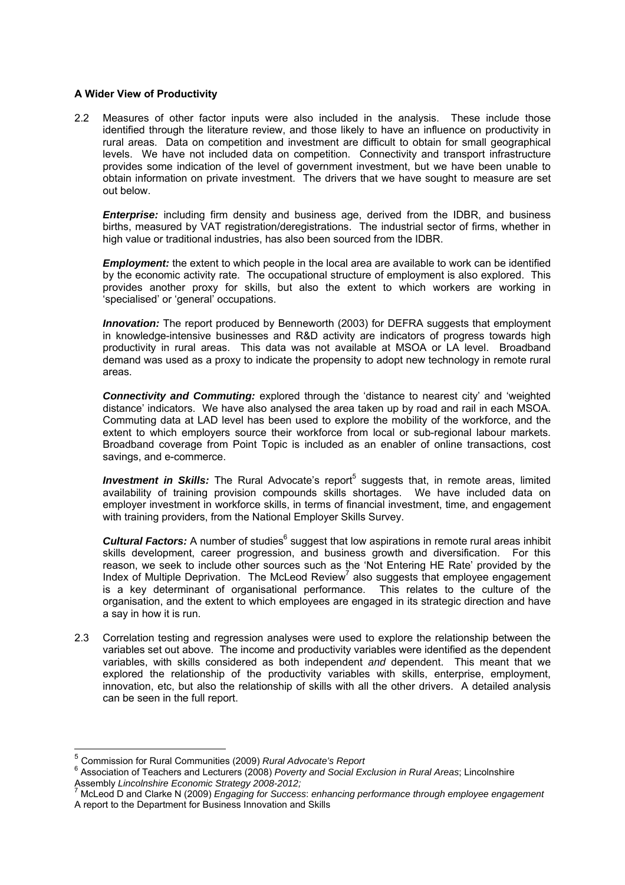**A Wider View of Productivity**

2.2 Measures of other factor inputs were also included in the analysis. These include those identified through the literature review, and those likely to have an influence on productivity in rural areas. Data on competition and investment are difficult to obtain for small geographical levels. We have not included data on competition. Connectivity and transport infrastructure provides some indication of the level of government investment, but we have been unable to obtain information on private investment. The drivers that we have sought to measure are set out below.

***Enterprise:*** including firm density and business age, derived from the IDBR, and business births, measured by VAT registration/deregistrations. The industrial sector of firms, whether in high value or traditional industries, has also been sourced from the IDBR.

***Employment:*** the extent to which people in the local area are available to work can be identified by the economic activity rate. The occupational structure of employment is also explored. This provides another proxy for skills, but also the extent to which workers are working in 'specialised' or 'general' occupations.

***Innovation:*** The report produced by Benneworth (2003) for DEFRA suggests that employment in knowledge-intensive businesses and R&D activity are indicators of progress towards high productivity in rural areas. This data was not available at MSOA or LA level. Broadband demand was used as a proxy to indicate the propensity to adopt new technology in remote rural areas.

***Connectivity and Commuting:*** explored through the 'distance to nearest city' and 'weighted distance' indicators. We have also analysed the area taken up by road and rail in each MSOA. Commuting data at LAD level has been used to explore the mobility of the workforce, and the extent to which employers source their workforce from local or sub-regional labour markets. Broadband coverage from Point Topic is included as an enabler of online transactions, cost savings, and e-commerce.

***Investment in Skills:*** The Rural Advocate's report[5] suggests that, in remote areas, limited availability of training provision compounds skills shortages. We have included data on employer investment in workforce skills, in terms of financial investment, time, and engagement with training providers, from the National Employer Skills Survey.

***Cultural Factors:*** A number of studies[6] suggest that low aspirations in remote rural areas inhibit skills development, career progression, and business growth and diversification. For this reason, we seek to include other sources such as the 'Not Entering HE Rate' provided by the Index of Multiple Deprivation. The McLeod Review[7] also suggests that employee engagement is a key determinant of organisational performance. This relates to the culture of the organisation, and the extent to which employees are engaged in its strategic direction and have a say in how it is run.

2.3 Correlation testing and regression analyses were used to explore the relationship between the variables set out above. The income and productivity variables were identified as the dependent variables, with skills considered as both independent *and* dependent. This meant that we explored the relationship of the productivity variables with skills, enterprise, employment, innovation, etc, but also the relationship of skills with all the other drivers. A detailed analysis can be seen in the full report.

---

[5] Commission for Rural Communities (2009) *Rural Advocate's Report*

[6] Association of Teachers and Lecturers (2008) *Poverty and Social Exclusion in Rural Areas*; Lincolnshire Assembly *Lincolnshire Economic Strategy 2008-2012;*

[7] McLeod D and Clarke N (2009) *Engaging for Success*: *enhancing performance through employee engagement* A report to the Department for Business Innovation and Skills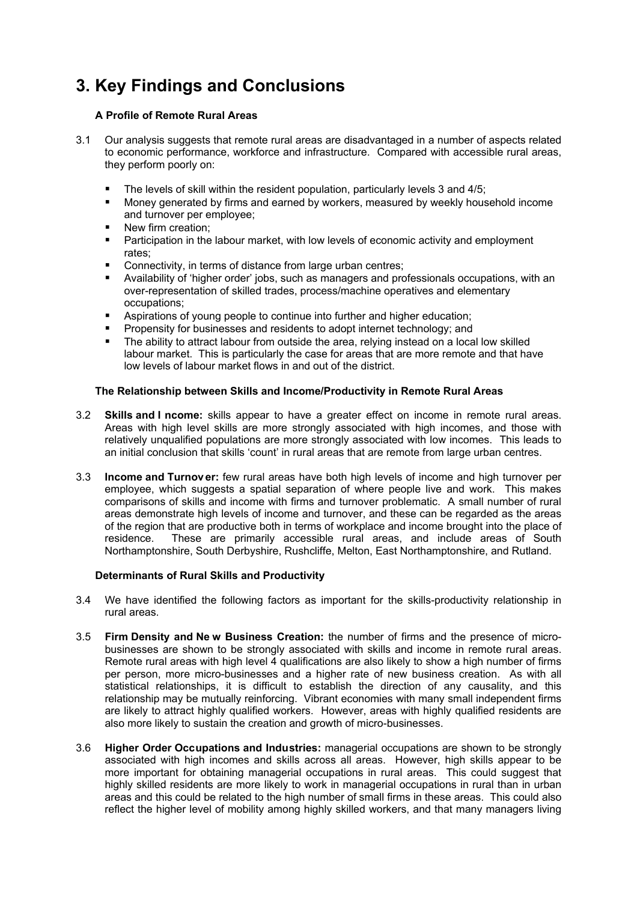# 3. Key Findings and Conclusions

### A Profile of Remote Rural Areas

3.1 Our analysis suggests that remote rural areas are disadvantaged in a number of aspects related to economic performance, workforce and infrastructure. Compared with accessible rural areas, they perform poorly on:

- The levels of skill within the resident population, particularly levels 3 and 4/5;
- Money generated by firms and earned by workers, measured by weekly household income and turnover per employee;
- New firm creation;
- Participation in the labour market, with low levels of economic activity and employment rates;
- Connectivity, in terms of distance from large urban centres;
- Availability of 'higher order' jobs, such as managers and professionals occupations, with an over-representation of skilled trades, process/machine operatives and elementary occupations;
- Aspirations of young people to continue into further and higher education;
- Propensity for businesses and residents to adopt internet technology; and
- The ability to attract labour from outside the area, relying instead on a local low skilled labour market. This is particularly the case for areas that are more remote and that have low levels of labour market flows in and out of the district.

### The Relationship between Skills and Income/Productivity in Remote Rural Areas

3.2 **Skills and Income:** skills appear to have a greater effect on income in remote rural areas. Areas with high level skills are more strongly associated with high incomes, and those with relatively unqualified populations are more strongly associated with low incomes. This leads to an initial conclusion that skills 'count' in rural areas that are remote from large urban centres.

3.3 **Income and Turnover:** few rural areas have both high levels of income and high turnover per employee, which suggests a spatial separation of where people live and work. This makes comparisons of skills and income with firms and turnover problematic. A small number of rural areas demonstrate high levels of income and turnover, and these can be regarded as the areas of the region that are productive both in terms of workplace and income brought into the place of residence. These are primarily accessible rural areas, and include areas of South Northamptonshire, South Derbyshire, Rushcliffe, Melton, East Northamptonshire, and Rutland.

### Determinants of Rural Skills and Productivity

3.4 We have identified the following factors as important for the skills-productivity relationship in rural areas.

3.5 **Firm Density and New Business Creation:** the number of firms and the presence of micro-businesses are shown to be strongly associated with skills and income in remote rural areas. Remote rural areas with high level 4 qualifications are also likely to show a high number of firms per person, more micro-businesses and a higher rate of new business creation. As with all statistical relationships, it is difficult to establish the direction of any causality, and this relationship may be mutually reinforcing. Vibrant economies with many small independent firms are likely to attract highly qualified workers. However, areas with highly qualified residents are also more likely to sustain the creation and growth of micro-businesses.

3.6 **Higher Order Occupations and Industries:** managerial occupations are shown to be strongly associated with high incomes and skills across all areas. However, high skills appear to be more important for obtaining managerial occupations in rural areas. This could suggest that highly skilled residents are more likely to work in managerial occupations in rural than in urban areas and this could be related to the high number of small firms in these areas. This could also reflect the higher level of mobility among highly skilled workers, and that many managers living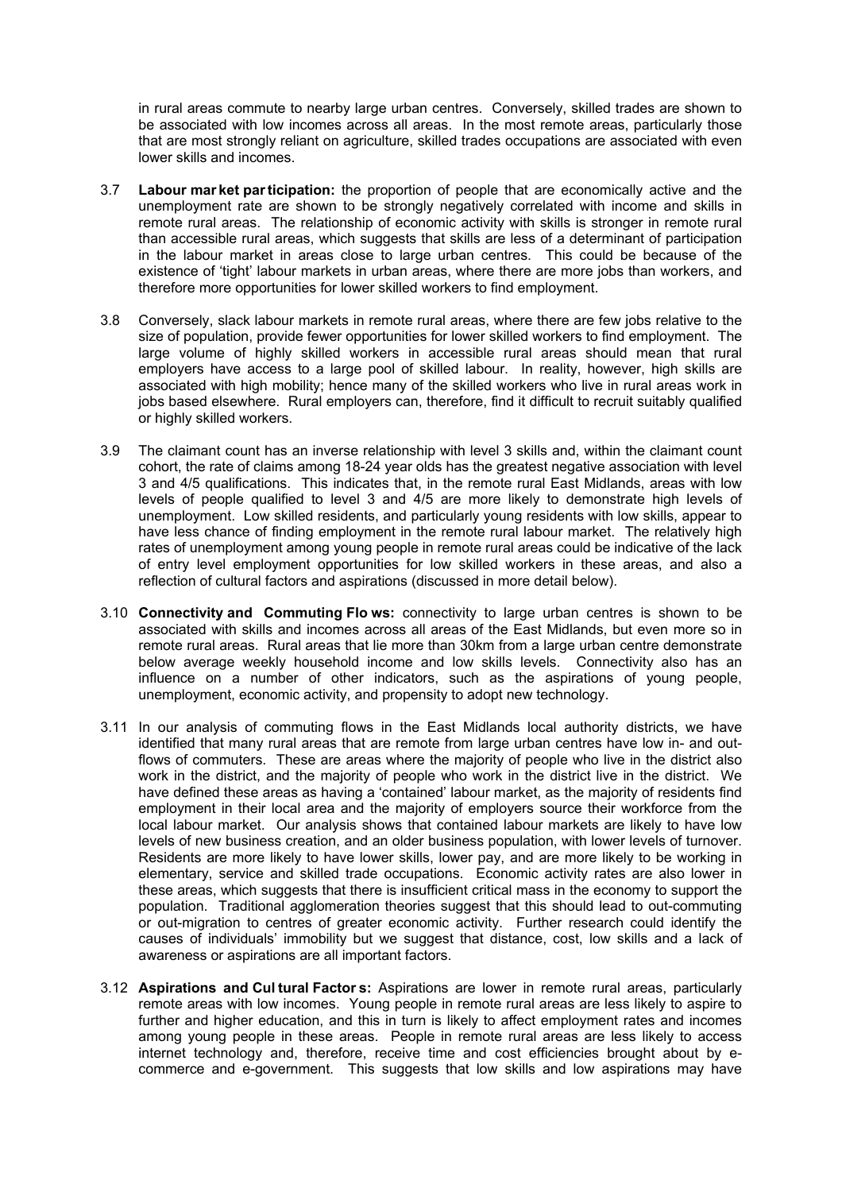in rural areas commute to nearby large urban centres. Conversely, skilled trades are shown to be associated with low incomes across all areas. In the most remote areas, particularly those that are most strongly reliant on agriculture, skilled trades occupations are associated with even lower skills and incomes.

3.7 **Labour market participation:** the proportion of people that are economically active and the unemployment rate are shown to be strongly negatively correlated with income and skills in remote rural areas. The relationship of economic activity with skills is stronger in remote rural than accessible rural areas, which suggests that skills are less of a determinant of participation in the labour market in areas close to large urban centres. This could be because of the existence of 'tight' labour markets in urban areas, where there are more jobs than workers, and therefore more opportunities for lower skilled workers to find employment.

3.8 Conversely, slack labour markets in remote rural areas, where there are few jobs relative to the size of population, provide fewer opportunities for lower skilled workers to find employment. The large volume of highly skilled workers in accessible rural areas should mean that rural employers have access to a large pool of skilled labour. In reality, however, high skills are associated with high mobility; hence many of the skilled workers who live in rural areas work in jobs based elsewhere. Rural employers can, therefore, find it difficult to recruit suitably qualified or highly skilled workers.

3.9 The claimant count has an inverse relationship with level 3 skills and, within the claimant count cohort, the rate of claims among 18-24 year olds has the greatest negative association with level 3 and 4/5 qualifications. This indicates that, in the remote rural East Midlands, areas with low levels of people qualified to level 3 and 4/5 are more likely to demonstrate high levels of unemployment. Low skilled residents, and particularly young residents with low skills, appear to have less chance of finding employment in the remote rural labour market. The relatively high rates of unemployment among young people in remote rural areas could be indicative of the lack of entry level employment opportunities for low skilled workers in these areas, and also a reflection of cultural factors and aspirations (discussed in more detail below).

3.10 **Connectivity and Commuting Flows:** connectivity to large urban centres is shown to be associated with skills and incomes across all areas of the East Midlands, but even more so in remote rural areas. Rural areas that lie more than 30km from a large urban centre demonstrate below average weekly household income and low skills levels. Connectivity also has an influence on a number of other indicators, such as the aspirations of young people, unemployment, economic activity, and propensity to adopt new technology.

3.11 In our analysis of commuting flows in the East Midlands local authority districts, we have identified that many rural areas that are remote from large urban centres have low in- and out-flows of commuters. These are areas where the majority of people who live in the district also work in the district, and the majority of people who work in the district live in the district. We have defined these areas as having a 'contained' labour market, as the majority of residents find employment in their local area and the majority of employers source their workforce from the local labour market. Our analysis shows that contained labour markets are likely to have low levels of new business creation, and an older business population, with lower levels of turnover. Residents are more likely to have lower skills, lower pay, and are more likely to be working in elementary, service and skilled trade occupations. Economic activity rates are also lower in these areas, which suggests that there is insufficient critical mass in the economy to support the population. Traditional agglomeration theories suggest that this should lead to out-commuting or out-migration to centres of greater economic activity. Further research could identify the causes of individuals' immobility but we suggest that distance, cost, low skills and a lack of awareness or aspirations are all important factors.

3.12 **Aspirations and Cultural Factors:** Aspirations are lower in remote rural areas, particularly remote areas with low incomes. Young people in remote rural areas are less likely to aspire to further and higher education, and this in turn is likely to affect employment rates and incomes among young people in these areas. People in remote rural areas are less likely to access internet technology and, therefore, receive time and cost efficiencies brought about by e-commerce and e-government. This suggests that low skills and low aspirations may have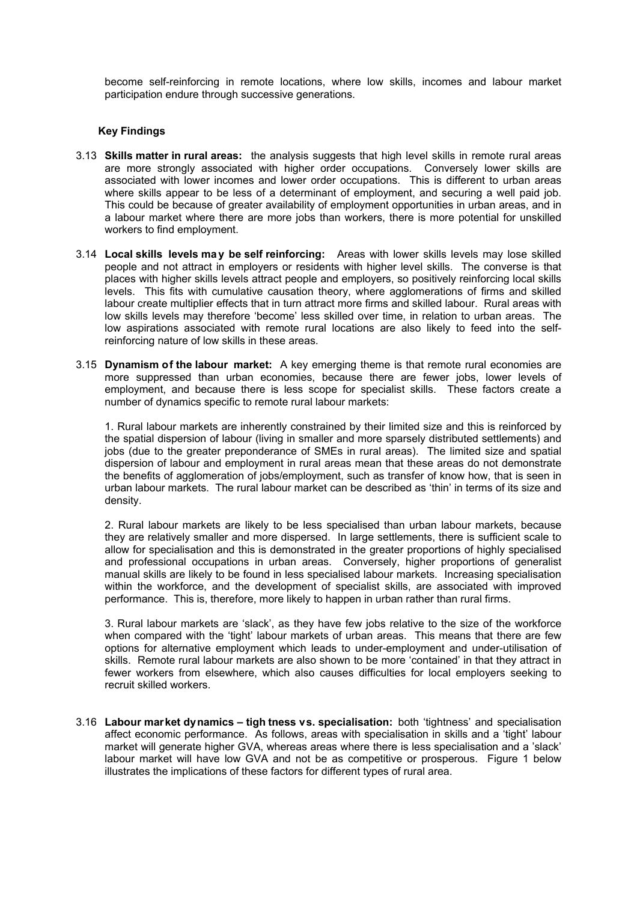become self-reinforcing in remote locations, where low skills, incomes and labour market participation endure through successive generations.

### Key Findings

3.13 **Skills matter in rural areas:** the analysis suggests that high level skills in remote rural areas are more strongly associated with higher order occupations. Conversely lower skills are associated with lower incomes and lower order occupations. This is different to urban areas where skills appear to be less of a determinant of employment, and securing a well paid job. This could be because of greater availability of employment opportunities in urban areas, and in a labour market where there are more jobs than workers, there is more potential for unskilled workers to find employment.

3.14 **Local skills levels may be self reinforcing:** Areas with lower skills levels may lose skilled people and not attract in employers or residents with higher level skills. The converse is that places with higher skills levels attract people and employers, so positively reinforcing local skills levels. This fits with cumulative causation theory, where agglomerations of firms and skilled labour create multiplier effects that in turn attract more firms and skilled labour. Rural areas with low skills levels may therefore 'become' less skilled over time, in relation to urban areas. The low aspirations associated with remote rural locations are also likely to feed into the self-reinforcing nature of low skills in these areas.

3.15 **Dynamism of the labour market:** A key emerging theme is that remote rural economies are more suppressed than urban economies, because there are fewer jobs, lower levels of employment, and because there is less scope for specialist skills. These factors create a number of dynamics specific to remote rural labour markets:

1. Rural labour markets are inherently constrained by their limited size and this is reinforced by the spatial dispersion of labour (living in smaller and more sparsely distributed settlements) and jobs (due to the greater preponderance of SMEs in rural areas). The limited size and spatial dispersion of labour and employment in rural areas mean that these areas do not demonstrate the benefits of agglomeration of jobs/employment, such as transfer of know how, that is seen in urban labour markets. The rural labour market can be described as 'thin' in terms of its size and density.

2. Rural labour markets are likely to be less specialised than urban labour markets, because they are relatively smaller and more dispersed. In large settlements, there is sufficient scale to allow for specialisation and this is demonstrated in the greater proportions of highly specialised and professional occupations in urban areas. Conversely, higher proportions of generalist manual skills are likely to be found in less specialised labour markets. Increasing specialisation within the workforce, and the development of specialist skills, are associated with improved performance. This is, therefore, more likely to happen in urban rather than rural firms.

3. Rural labour markets are 'slack', as they have few jobs relative to the size of the workforce when compared with the 'tight' labour markets of urban areas. This means that there are few options for alternative employment which leads to under-employment and under-utilisation of skills. Remote rural labour markets are also shown to be more 'contained' in that they attract in fewer workers from elsewhere, which also causes difficulties for local employers seeking to recruit skilled workers.

3.16 **Labour market dynamics – tightness vs. specialisation:** both 'tightness' and specialisation affect economic performance. As follows, areas with specialisation in skills and a 'tight' labour market will generate higher GVA, whereas areas where there is less specialisation and a 'slack' labour market will have low GVA and not be as competitive or prosperous. Figure 1 below illustrates the implications of these factors for different types of rural area.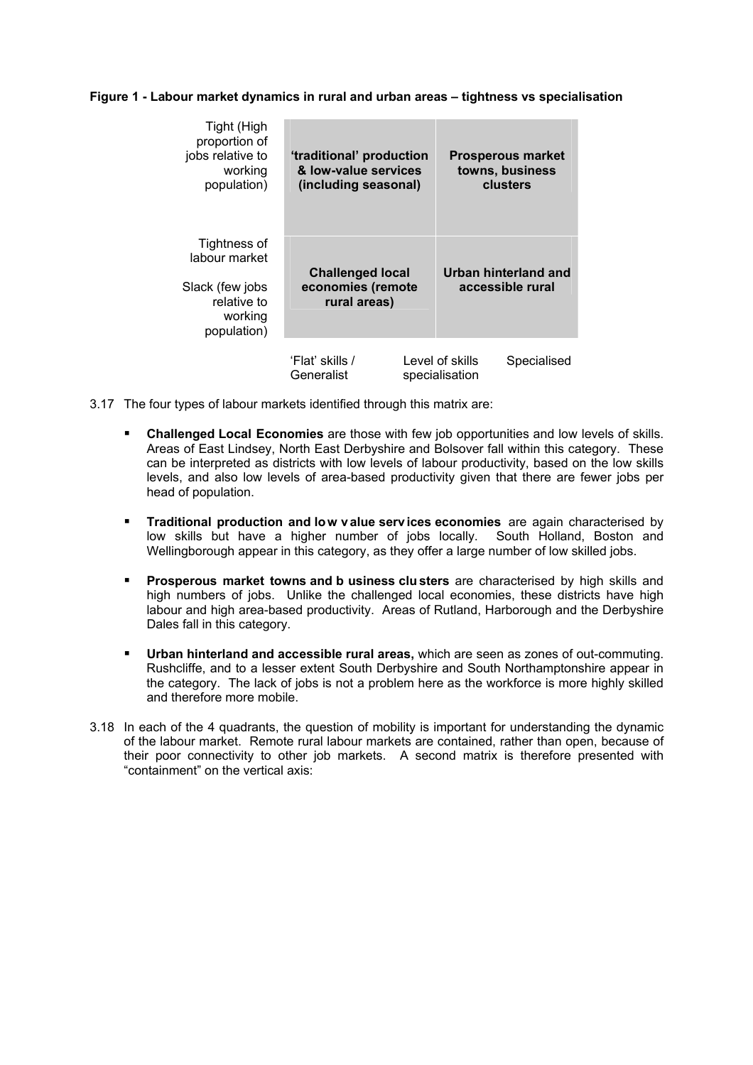**Figure 1 - Labour market dynamics in rural and urban areas – tightness vs specialisation**

Tight (High proportion of jobs relative to working population)

Tightness of labour market

Slack (few jobs relative to working population)

**'traditional' production & low-value services (including seasonal)**

**Prosperous market towns, business clusters**

**Challenged local economies (remote rural areas)**

**Urban hinterland and accessible rural**

'Flat' skills / Generalist

Level of skills specialisation

Specialised

3.17 The four types of labour markets identified through this matrix are:

- **Challenged Local Economies** are those with few job opportunities and low levels of skills. Areas of East Lindsey, North East Derbyshire and Bolsover fall within this category. These can be interpreted as districts with low levels of labour productivity, based on the low skills levels, and also low levels of area-based productivity given that there are fewer jobs per head of population.
- **Traditional production and low value services economies** are again characterised by low skills but have a higher number of jobs locally. South Holland, Boston and Wellingborough appear in this category, as they offer a large number of low skilled jobs.
- **Prosperous market towns and business clusters** are characterised by high skills and high numbers of jobs. Unlike the challenged local economies, these districts have high labour and high area-based productivity. Areas of Rutland, Harborough and the Derbyshire Dales fall in this category.
- **Urban hinterland and accessible rural areas,** which are seen as zones of out-commuting. Rushcliffe, and to a lesser extent South Derbyshire and South Northamptonshire appear in the category. The lack of jobs is not a problem here as the workforce is more highly skilled and therefore more mobile.

3.18 In each of the 4 quadrants, the question of mobility is important for understanding the dynamic of the labour market. Remote rural labour markets are contained, rather than open, because of their poor connectivity to other job markets. A second matrix is therefore presented with "containment" on the vertical axis: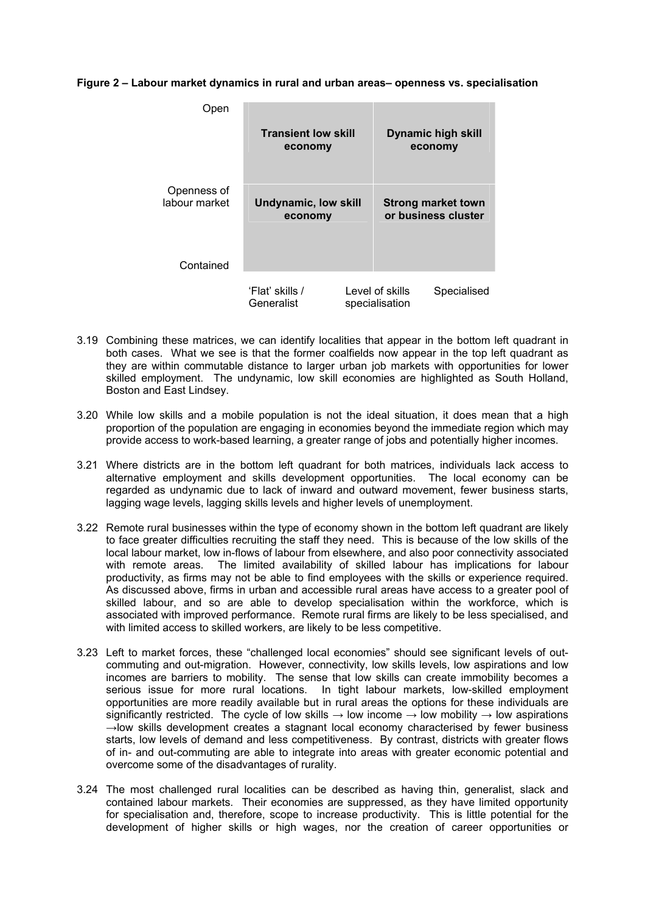**Figure 2 – Labour market dynamics in rural and urban areas– openness vs. specialisation**

Open

Openness of labour market

Contained

**Transient low skill economy**

**Dynamic high skill economy**

**Undynamic, low skill economy**

**Strong market town or business cluster**

'Flat' skills / Generalist

Level of skills specialisation

Specialised

3.19 Combining these matrices, we can identify localities that appear in the bottom left quadrant in both cases. What we see is that the former coalfields now appear in the top left quadrant as they are within commutable distance to larger urban job markets with opportunities for lower skilled employment. The undynamic, low skill economies are highlighted as South Holland, Boston and East Lindsey.

3.20 While low skills and a mobile population is not the ideal situation, it does mean that a high proportion of the population are engaging in economies beyond the immediate region which may provide access to work-based learning, a greater range of jobs and potentially higher incomes.

3.21 Where districts are in the bottom left quadrant for both matrices, individuals lack access to alternative employment and skills development opportunities. The local economy can be regarded as undynamic due to lack of inward and outward movement, fewer business starts, lagging wage levels, lagging skills levels and higher levels of unemployment.

3.22 Remote rural businesses within the type of economy shown in the bottom left quadrant are likely to face greater difficulties recruiting the staff they need. This is because of the low skills of the local labour market, low in-flows of labour from elsewhere, and also poor connectivity associated with remote areas. The limited availability of skilled labour has implications for labour productivity, as firms may not be able to find employees with the skills or experience required. As discussed above, firms in urban and accessible rural areas have access to a greater pool of skilled labour, and so are able to develop specialisation within the workforce, which is associated with improved performance. Remote rural firms are likely to be less specialised, and with limited access to skilled workers, are likely to be less competitive.

3.23 Left to market forces, these "challenged local economies" should see significant levels of out-commuting and out-migration. However, connectivity, low skills levels, low aspirations and low incomes are barriers to mobility. The sense that low skills can create immobility becomes a serious issue for more rural locations. In tight labour markets, low-skilled employment opportunities are more readily available but in rural areas the options for these individuals are significantly restricted. The cycle of low skills → low income → low mobility → low aspirations →low skills development creates a stagnant local economy characterised by fewer business starts, low levels of demand and less competitiveness. By contrast, districts with greater flows of in- and out-commuting are able to integrate into areas with greater economic potential and overcome some of the disadvantages of rurality.

3.24 The most challenged rural localities can be described as having thin, generalist, slack and contained labour markets. Their economies are suppressed, as they have limited opportunity for specialisation and, therefore, scope to increase productivity. This is little potential for the development of higher skills or high wages, nor the creation of career opportunities or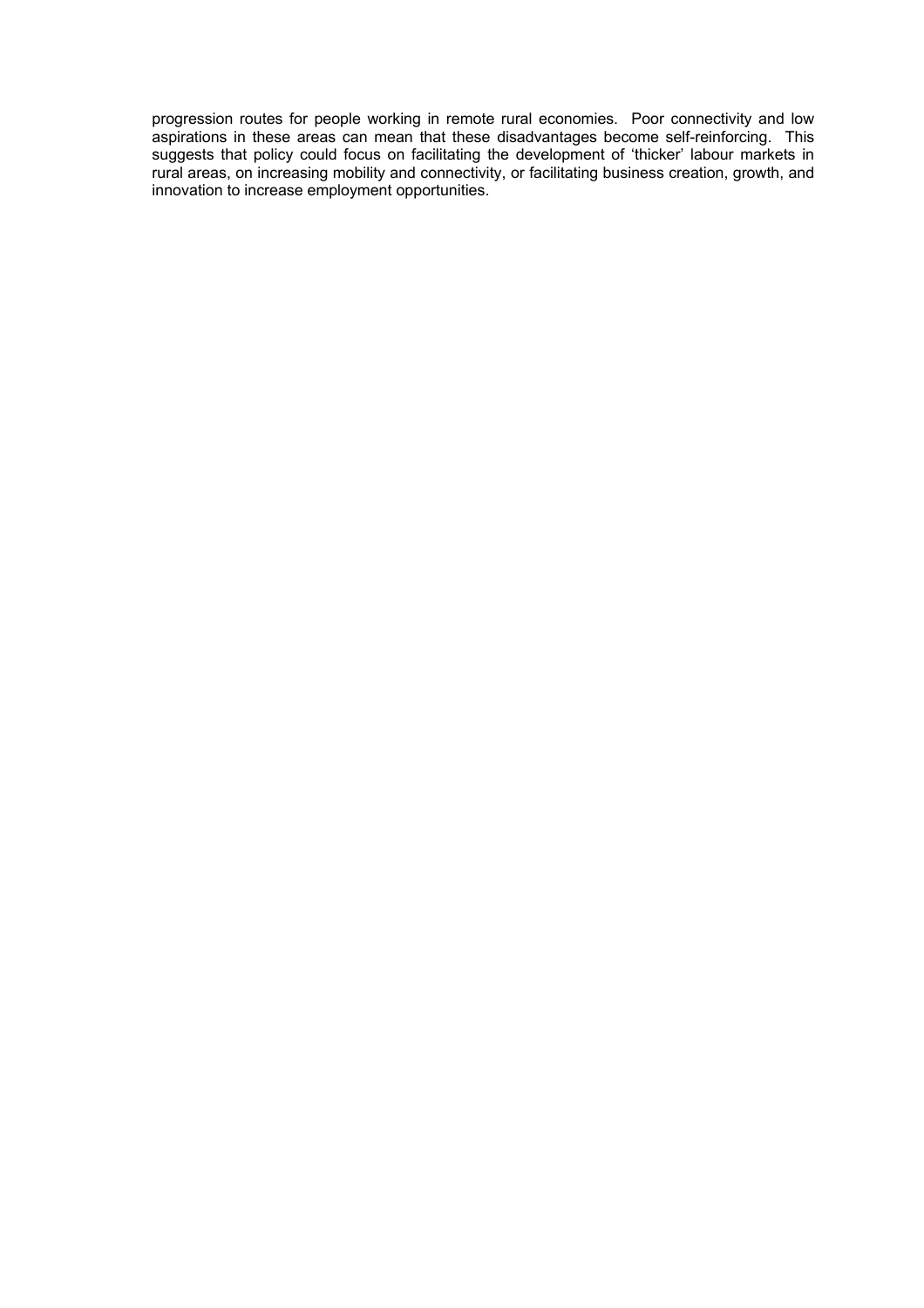progression routes for people working in remote rural economies. Poor connectivity and low aspirations in these areas can mean that these disadvantages become self-reinforcing. This suggests that policy could focus on facilitating the development of 'thicker' labour markets in rural areas, on increasing mobility and connectivity, or facilitating business creation, growth, and innovation to increase employment opportunities.